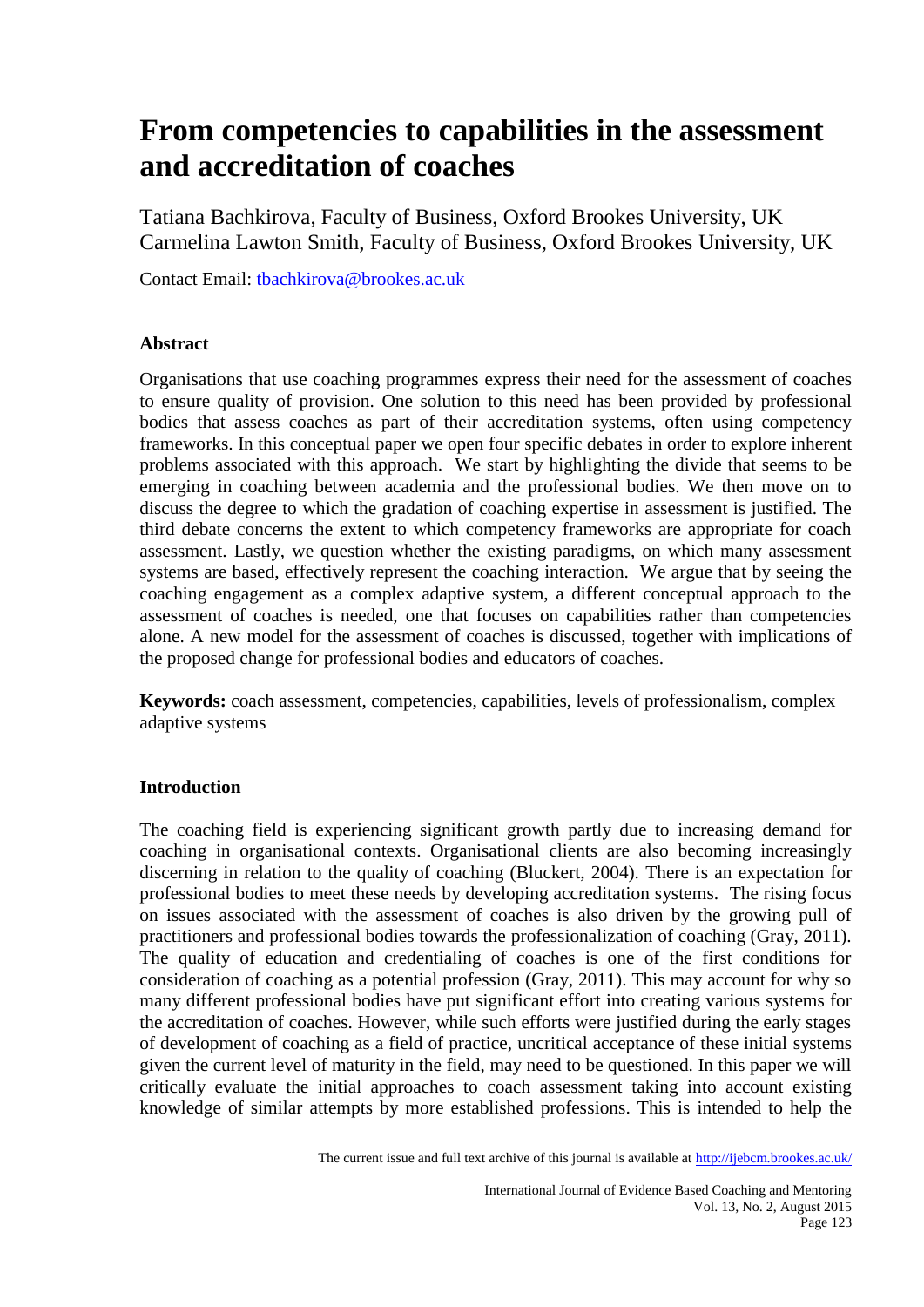# From competencies to capabilities in the assessment and accreditation of coaches

Tatiana Bachkirova, Faculty of Business, Oxford Brookes University, UK
Carmelina Lawton Smith, Faculty of Business, Oxford Brookes University, UK

Contact Email: [tbachkirova@brookes.ac.uk](mailto:tbachkirova@brookes.ac.uk)

### Abstract

Organisations that use coaching programmes express their need for the assessment of coaches to ensure quality of provision. One solution to this need has been provided by professional bodies that assess coaches as part of their accreditation systems, often using competency frameworks. In this conceptual paper we open four specific debates in order to explore inherent problems associated with this approach. We start by highlighting the divide that seems to be emerging in coaching between academia and the professional bodies. We then move on to discuss the degree to which the gradation of coaching expertise in assessment is justified. The third debate concerns the extent to which competency frameworks are appropriate for coach assessment. Lastly, we question whether the existing paradigms, on which many assessment systems are based, effectively represent the coaching interaction. We argue that by seeing the coaching engagement as a complex adaptive system, a different conceptual approach to the assessment of coaches is needed, one that focuses on capabilities rather than competencies alone. A new model for the assessment of coaches is discussed, together with implications of the proposed change for professional bodies and educators of coaches.

**Keywords:** coach assessment, competencies, capabilities, levels of professionalism, complex adaptive systems

### Introduction

The coaching field is experiencing significant growth partly due to increasing demand for coaching in organisational contexts. Organisational clients are also becoming increasingly discerning in relation to the quality of coaching (Bluckert, 2004). There is an expectation for professional bodies to meet these needs by developing accreditation systems. The rising focus on issues associated with the assessment of coaches is also driven by the growing pull of practitioners and professional bodies towards the professionalization of coaching (Gray, 2011). The quality of education and credentialing of coaches is one of the first conditions for consideration of coaching as a potential profession (Gray, 2011). This may account for why so many different professional bodies have put significant effort into creating various systems for the accreditation of coaches. However, while such efforts were justified during the early stages of development of coaching as a field of practice, uncritical acceptance of these initial systems given the current level of maturity in the field, may need to be questioned. In this paper we will critically evaluate the initial approaches to coach assessment taking into account existing knowledge of similar attempts by more established professions. This is intended to help the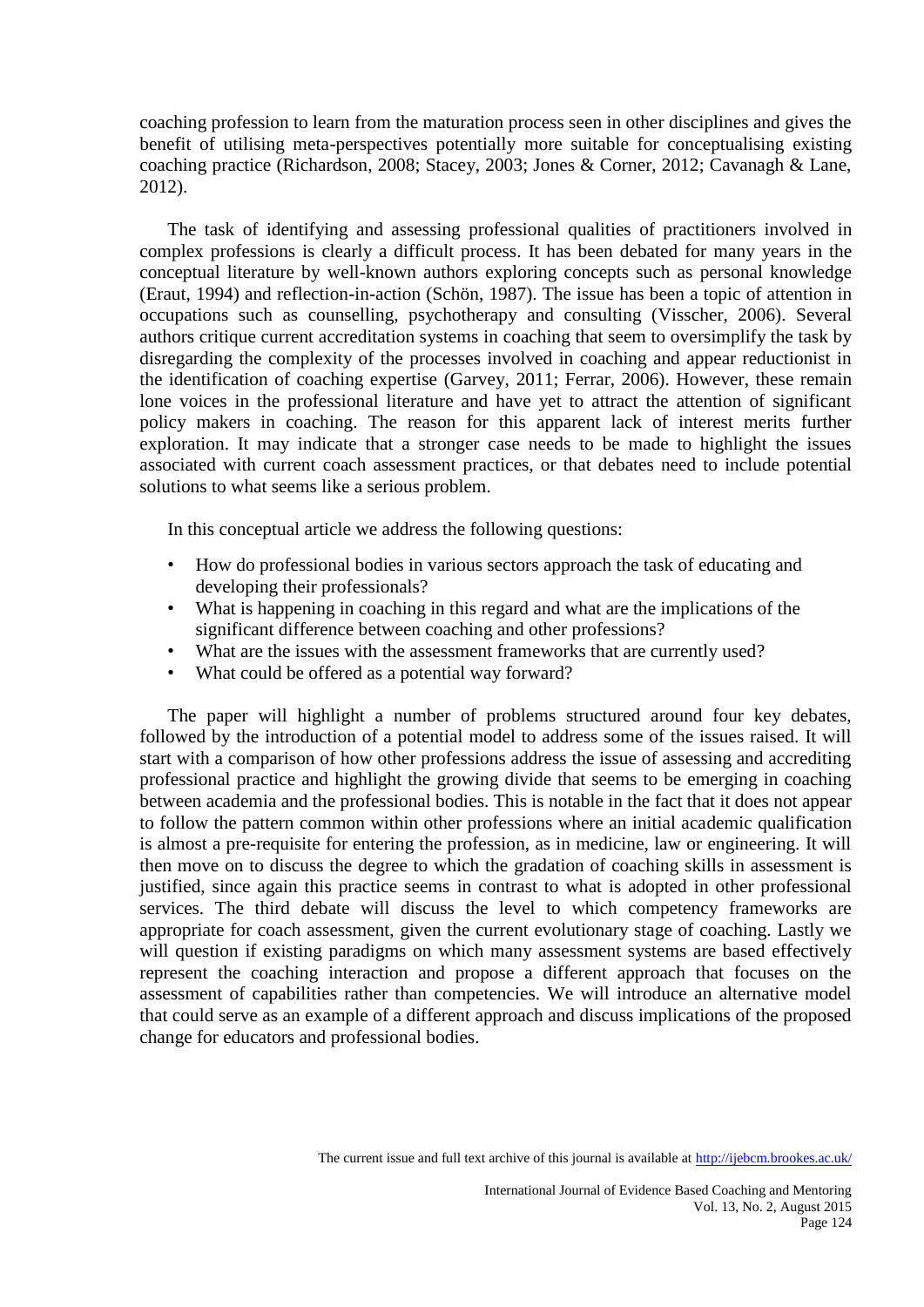coaching profession to learn from the maturation process seen in other disciplines and gives the benefit of utilising meta-perspectives potentially more suitable for conceptualising existing coaching practice (Richardson, 2008; Stacey, 2003; Jones & Corner, 2012; Cavanagh & Lane, 2012).

The task of identifying and assessing professional qualities of practitioners involved in complex professions is clearly a difficult process. It has been debated for many years in the conceptual literature by well-known authors exploring concepts such as personal knowledge (Eraut, 1994) and reflection-in-action (Schön, 1987). The issue has been a topic of attention in occupations such as counselling, psychotherapy and consulting (Visscher, 2006). Several authors critique current accreditation systems in coaching that seem to oversimplify the task by disregarding the complexity of the processes involved in coaching and appear reductionist in the identification of coaching expertise (Garvey, 2011; Ferrar, 2006). However, these remain lone voices in the professional literature and have yet to attract the attention of significant policy makers in coaching. The reason for this apparent lack of interest merits further exploration. It may indicate that a stronger case needs to be made to highlight the issues associated with current coach assessment practices, or that debates need to include potential solutions to what seems like a serious problem.

In this conceptual article we address the following questions:

- How do professional bodies in various sectors approach the task of educating and developing their professionals?
- What is happening in coaching in this regard and what are the implications of the significant difference between coaching and other professions?
- What are the issues with the assessment frameworks that are currently used?
- What could be offered as a potential way forward?

The paper will highlight a number of problems structured around four key debates, followed by the introduction of a potential model to address some of the issues raised. It will start with a comparison of how other professions address the issue of assessing and accrediting professional practice and highlight the growing divide that seems to be emerging in coaching between academia and the professional bodies. This is notable in the fact that it does not appear to follow the pattern common within other professions where an initial academic qualification is almost a pre-requisite for entering the profession, as in medicine, law or engineering. It will then move on to discuss the degree to which the gradation of coaching skills in assessment is justified, since again this practice seems in contrast to what is adopted in other professional services. The third debate will discuss the level to which competency frameworks are appropriate for coach assessment, given the current evolutionary stage of coaching. Lastly we will question if existing paradigms on which many assessment systems are based effectively represent the coaching interaction and propose a different approach that focuses on the assessment of capabilities rather than competencies. We will introduce an alternative model that could serve as an example of a different approach and discuss implications of the proposed change for educators and professional bodies.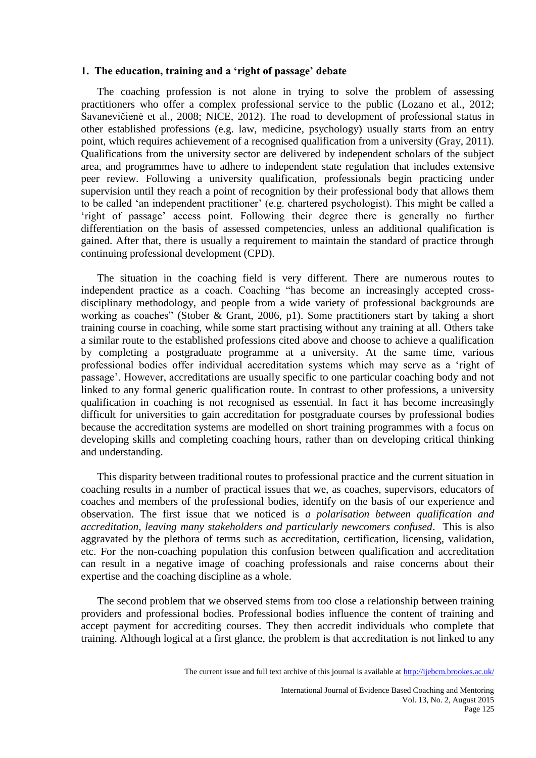## 1. The education, training and a 'right of passage' debate

The coaching profession is not alone in trying to solve the problem of assessing practitioners who offer a complex professional service to the public (Lozano et al., 2012; Savanevičienė et al., 2008; NICE, 2012). The road to development of professional status in other established professions (e.g. law, medicine, psychology) usually starts from an entry point, which requires achievement of a recognised qualification from a university (Gray, 2011). Qualifications from the university sector are delivered by independent scholars of the subject area, and programmes have to adhere to independent state regulation that includes extensive peer review. Following a university qualification, professionals begin practicing under supervision until they reach a point of recognition by their professional body that allows them to be called 'an independent practitioner' (e.g. chartered psychologist). This might be called a 'right of passage' access point. Following their degree there is generally no further differentiation on the basis of assessed competencies, unless an additional qualification is gained. After that, there is usually a requirement to maintain the standard of practice through continuing professional development (CPD).

The situation in the coaching field is very different. There are numerous routes to independent practice as a coach. Coaching "has become an increasingly accepted cross-disciplinary methodology, and people from a wide variety of professional backgrounds are working as coaches" (Stober & Grant, 2006, p1). Some practitioners start by taking a short training course in coaching, while some start practising without any training at all. Others take a similar route to the established professions cited above and choose to achieve a qualification by completing a postgraduate programme at a university. At the same time, various professional bodies offer individual accreditation systems which may serve as a 'right of passage'. However, accreditations are usually specific to one particular coaching body and not linked to any formal generic qualification route. In contrast to other professions, a university qualification in coaching is not recognised as essential. In fact it has become increasingly difficult for universities to gain accreditation for postgraduate courses by professional bodies because the accreditation systems are modelled on short training programmes with a focus on developing skills and completing coaching hours, rather than on developing critical thinking and understanding.

This disparity between traditional routes to professional practice and the current situation in coaching results in a number of practical issues that we, as coaches, supervisors, educators of coaches and members of the professional bodies, identify on the basis of our experience and observation. The first issue that we noticed is *a polarisation between qualification and accreditation, leaving many stakeholders and particularly newcomers confused*. This is also aggravated by the plethora of terms such as accreditation, certification, licensing, validation, etc. For the non-coaching population this confusion between qualification and accreditation can result in a negative image of coaching professionals and raise concerns about their expertise and the coaching discipline as a whole.

The second problem that we observed stems from too close a relationship between training providers and professional bodies. Professional bodies influence the content of training and accept payment for accrediting courses. They then accredit individuals who complete that training. Although logical at a first glance, the problem is that accreditation is not linked to any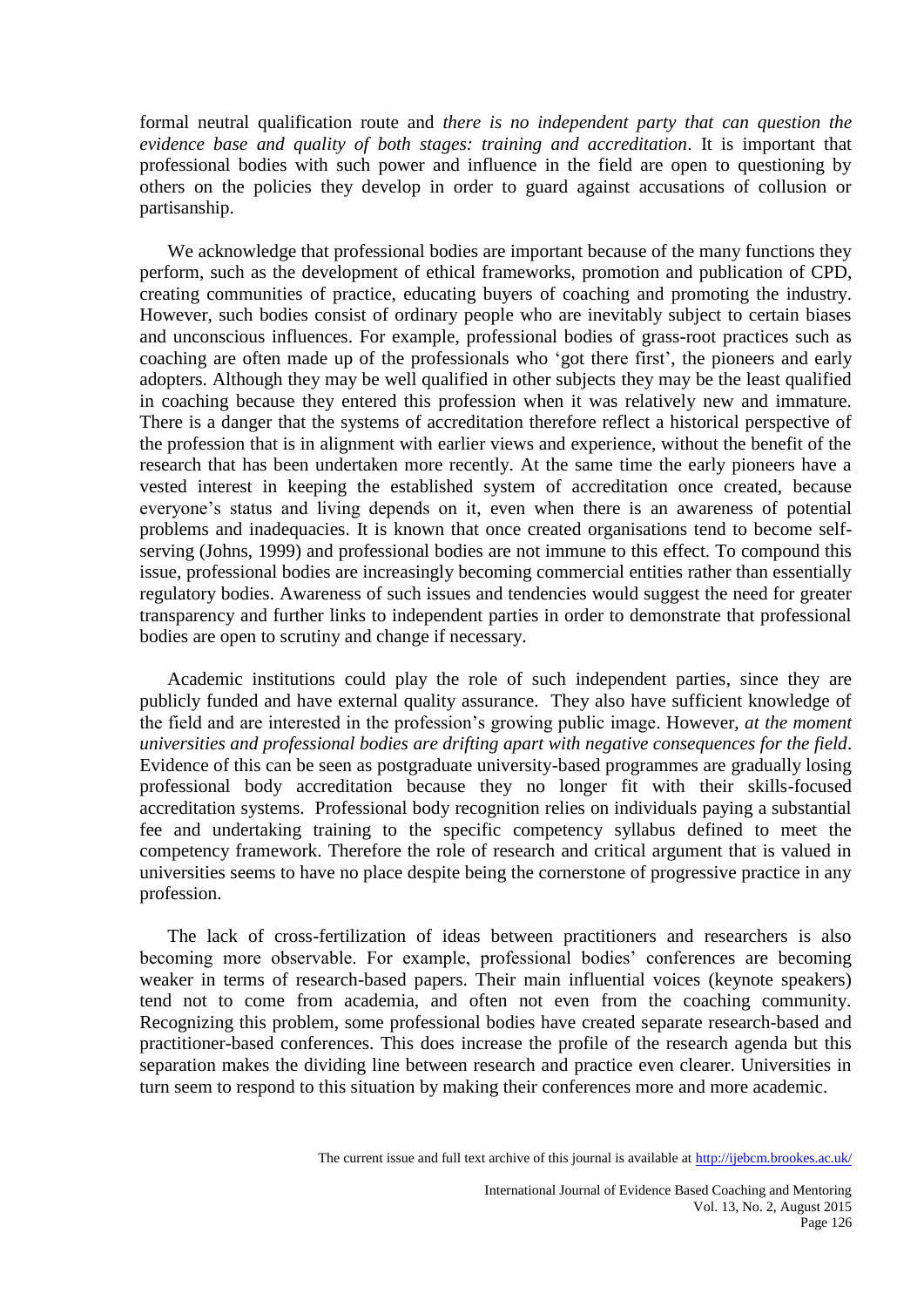formal neutral qualification route and *there is no independent party that can question the evidence base and quality of both stages: training and accreditation*. It is important that professional bodies with such power and influence in the field are open to questioning by others on the policies they develop in order to guard against accusations of collusion or partisanship.

We acknowledge that professional bodies are important because of the many functions they perform, such as the development of ethical frameworks, promotion and publication of CPD, creating communities of practice, educating buyers of coaching and promoting the industry. However, such bodies consist of ordinary people who are inevitably subject to certain biases and unconscious influences. For example, professional bodies of grass-root practices such as coaching are often made up of the professionals who 'got there first', the pioneers and early adopters. Although they may be well qualified in other subjects they may be the least qualified in coaching because they entered this profession when it was relatively new and immature. There is a danger that the systems of accreditation therefore reflect a historical perspective of the profession that is in alignment with earlier views and experience, without the benefit of the research that has been undertaken more recently. At the same time the early pioneers have a vested interest in keeping the established system of accreditation once created, because everyone's status and living depends on it, even when there is an awareness of potential problems and inadequacies. It is known that once created organisations tend to become self-serving (Johns, 1999) and professional bodies are not immune to this effect. To compound this issue, professional bodies are increasingly becoming commercial entities rather than essentially regulatory bodies. Awareness of such issues and tendencies would suggest the need for greater transparency and further links to independent parties in order to demonstrate that professional bodies are open to scrutiny and change if necessary.

Academic institutions could play the role of such independent parties, since they are publicly funded and have external quality assurance. They also have sufficient knowledge of the field and are interested in the profession's growing public image. However, *at the moment universities and professional bodies are drifting apart with negative consequences for the field*. Evidence of this can be seen as postgraduate university-based programmes are gradually losing professional body accreditation because they no longer fit with their skills-focused accreditation systems. Professional body recognition relies on individuals paying a substantial fee and undertaking training to the specific competency syllabus defined to meet the competency framework. Therefore the role of research and critical argument that is valued in universities seems to have no place despite being the cornerstone of progressive practice in any profession.

The lack of cross-fertilization of ideas between practitioners and researchers is also becoming more observable. For example, professional bodies' conferences are becoming weaker in terms of research-based papers. Their main influential voices (keynote speakers) tend not to come from academia, and often not even from the coaching community. Recognizing this problem, some professional bodies have created separate research-based and practitioner-based conferences. This does increase the profile of the research agenda but this separation makes the dividing line between research and practice even clearer. Universities in turn seem to respond to this situation by making their conferences more and more academic.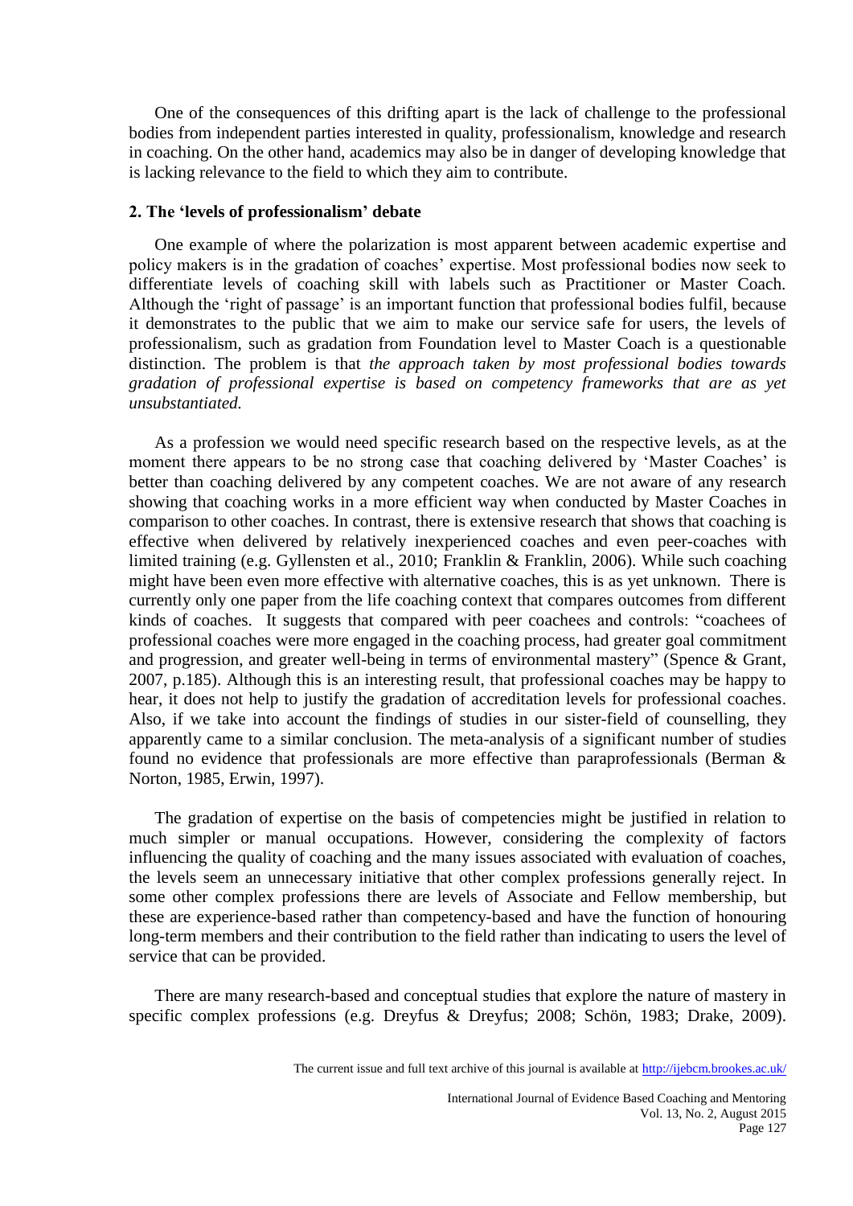One of the consequences of this drifting apart is the lack of challenge to the professional bodies from independent parties interested in quality, professionalism, knowledge and research in coaching. On the other hand, academics may also be in danger of developing knowledge that is lacking relevance to the field to which they aim to contribute.

## 2. The 'levels of professionalism' debate

One example of where the polarization is most apparent between academic expertise and policy makers is in the gradation of coaches' expertise. Most professional bodies now seek to differentiate levels of coaching skill with labels such as Practitioner or Master Coach. Although the 'right of passage' is an important function that professional bodies fulfil, because it demonstrates to the public that we aim to make our service safe for users, the levels of professionalism, such as gradation from Foundation level to Master Coach is a questionable distinction. The problem is that *the approach taken by most professional bodies towards gradation of professional expertise is based on competency frameworks that are as yet unsubstantiated.*

As a profession we would need specific research based on the respective levels, as at the moment there appears to be no strong case that coaching delivered by 'Master Coaches' is better than coaching delivered by any competent coaches. We are not aware of any research showing that coaching works in a more efficient way when conducted by Master Coaches in comparison to other coaches. In contrast, there is extensive research that shows that coaching is effective when delivered by relatively inexperienced coaches and even peer-coaches with limited training (e.g. Gyllensten et al., 2010; Franklin & Franklin, 2006). While such coaching might have been even more effective with alternative coaches, this is as yet unknown. There is currently only one paper from the life coaching context that compares outcomes from different kinds of coaches. It suggests that compared with peer coachees and controls: "coachees of professional coaches were more engaged in the coaching process, had greater goal commitment and progression, and greater well-being in terms of environmental mastery" (Spence & Grant, 2007, p.185). Although this is an interesting result, that professional coaches may be happy to hear, it does not help to justify the gradation of accreditation levels for professional coaches. Also, if we take into account the findings of studies in our sister-field of counselling, they apparently came to a similar conclusion. The meta-analysis of a significant number of studies found no evidence that professionals are more effective than paraprofessionals (Berman & Norton, 1985, Erwin, 1997).

The gradation of expertise on the basis of competencies might be justified in relation to much simpler or manual occupations. However, considering the complexity of factors influencing the quality of coaching and the many issues associated with evaluation of coaches, the levels seem an unnecessary initiative that other complex professions generally reject. In some other complex professions there are levels of Associate and Fellow membership, but these are experience-based rather than competency-based and have the function of honouring long-term members and their contribution to the field rather than indicating to users the level of service that can be provided.

There are many research-based and conceptual studies that explore the nature of mastery in specific complex professions (e.g. Dreyfus & Dreyfus; 2008; Schön, 1983; Drake, 2009).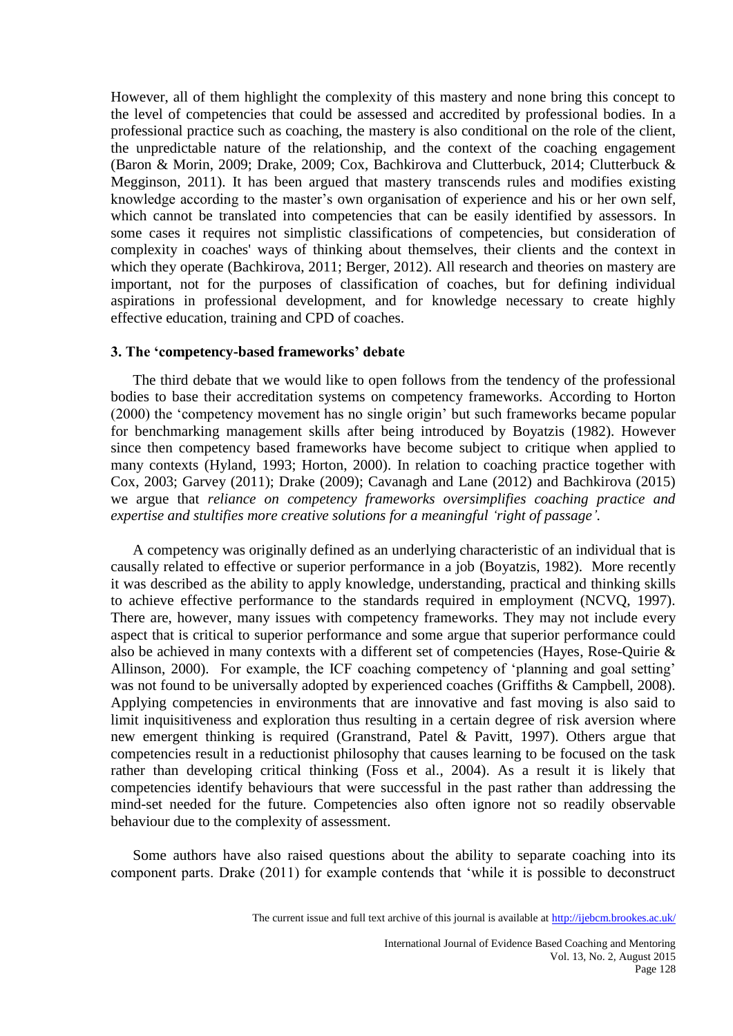However, all of them highlight the complexity of this mastery and none bring this concept to the level of competencies that could be assessed and accredited by professional bodies. In a professional practice such as coaching, the mastery is also conditional on the role of the client, the unpredictable nature of the relationship, and the context of the coaching engagement (Baron & Morin, 2009; Drake, 2009; Cox, Bachkirova and Clutterbuck, 2014; Clutterbuck & Megginson, 2011). It has been argued that mastery transcends rules and modifies existing knowledge according to the master's own organisation of experience and his or her own self, which cannot be translated into competencies that can be easily identified by assessors. In some cases it requires not simplistic classifications of competencies, but consideration of complexity in coaches' ways of thinking about themselves, their clients and the context in which they operate (Bachkirova, 2011; Berger, 2012). All research and theories on mastery are important, not for the purposes of classification of coaches, but for defining individual aspirations in professional development, and for knowledge necessary to create highly effective education, training and CPD of coaches.

### 3. The 'competency-based frameworks' debate

The third debate that we would like to open follows from the tendency of the professional bodies to base their accreditation systems on competency frameworks. According to Horton (2000) the 'competency movement has no single origin' but such frameworks became popular for benchmarking management skills after being introduced by Boyatzis (1982). However since then competency based frameworks have become subject to critique when applied to many contexts (Hyland, 1993; Horton, 2000). In relation to coaching practice together with Cox, 2003; Garvey (2011); Drake (2009); Cavanagh and Lane (2012) and Bachkirova (2015) we argue that *reliance on competency frameworks oversimplifies coaching practice and expertise and stultifies more creative solutions for a meaningful 'right of passage'.*

A competency was originally defined as an underlying characteristic of an individual that is causally related to effective or superior performance in a job (Boyatzis, 1982). More recently it was described as the ability to apply knowledge, understanding, practical and thinking skills to achieve effective performance to the standards required in employment (NCVQ, 1997). There are, however, many issues with competency frameworks. They may not include every aspect that is critical to superior performance and some argue that superior performance could also be achieved in many contexts with a different set of competencies (Hayes, Rose-Quirie & Allinson, 2000). For example, the ICF coaching competency of 'planning and goal setting' was not found to be universally adopted by experienced coaches (Griffiths & Campbell, 2008). Applying competencies in environments that are innovative and fast moving is also said to limit inquisitiveness and exploration thus resulting in a certain degree of risk aversion where new emergent thinking is required (Granstrand, Patel & Pavitt, 1997). Others argue that competencies result in a reductionist philosophy that causes learning to be focused on the task rather than developing critical thinking (Foss et al., 2004). As a result it is likely that competencies identify behaviours that were successful in the past rather than addressing the mind-set needed for the future. Competencies also often ignore not so readily observable behaviour due to the complexity of assessment.

Some authors have also raised questions about the ability to separate coaching into its component parts. Drake (2011) for example contends that 'while it is possible to deconstruct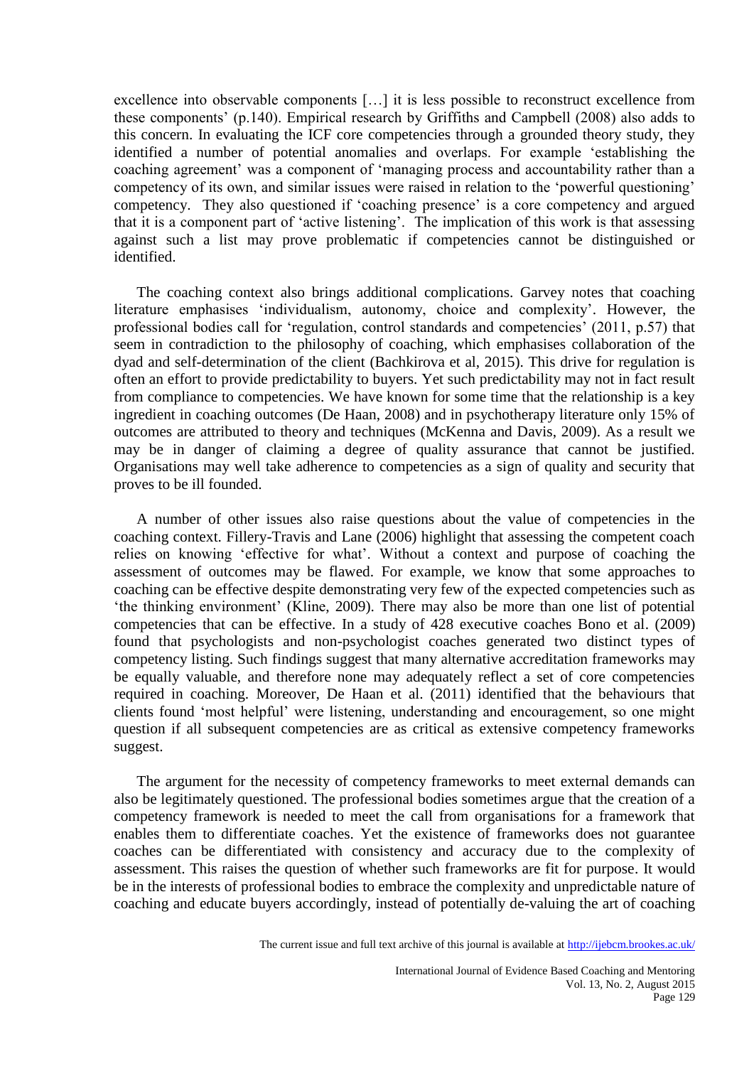excellence into observable components […] it is less possible to reconstruct excellence from these components' (p.140). Empirical research by Griffiths and Campbell (2008) also adds to this concern. In evaluating the ICF core competencies through a grounded theory study, they identified a number of potential anomalies and overlaps. For example 'establishing the coaching agreement' was a component of 'managing process and accountability rather than a competency of its own, and similar issues were raised in relation to the 'powerful questioning' competency. They also questioned if 'coaching presence' is a core competency and argued that it is a component part of 'active listening'. The implication of this work is that assessing against such a list may prove problematic if competencies cannot be distinguished or identified.

The coaching context also brings additional complications. Garvey notes that coaching literature emphasises 'individualism, autonomy, choice and complexity'. However, the professional bodies call for 'regulation, control standards and competencies' (2011, p.57) that seem in contradiction to the philosophy of coaching, which emphasises collaboration of the dyad and self-determination of the client (Bachkirova et al, 2015). This drive for regulation is often an effort to provide predictability to buyers. Yet such predictability may not in fact result from compliance to competencies. We have known for some time that the relationship is a key ingredient in coaching outcomes (De Haan, 2008) and in psychotherapy literature only 15% of outcomes are attributed to theory and techniques (McKenna and Davis, 2009). As a result we may be in danger of claiming a degree of quality assurance that cannot be justified. Organisations may well take adherence to competencies as a sign of quality and security that proves to be ill founded.

A number of other issues also raise questions about the value of competencies in the coaching context. Fillery-Travis and Lane (2006) highlight that assessing the competent coach relies on knowing 'effective for what'. Without a context and purpose of coaching the assessment of outcomes may be flawed. For example, we know that some approaches to coaching can be effective despite demonstrating very few of the expected competencies such as 'the thinking environment' (Kline, 2009). There may also be more than one list of potential competencies that can be effective. In a study of 428 executive coaches Bono et al. (2009) found that psychologists and non-psychologist coaches generated two distinct types of competency listing. Such findings suggest that many alternative accreditation frameworks may be equally valuable, and therefore none may adequately reflect a set of core competencies required in coaching. Moreover, De Haan et al. (2011) identified that the behaviours that clients found 'most helpful' were listening, understanding and encouragement, so one might question if all subsequent competencies are as critical as extensive competency frameworks suggest.

The argument for the necessity of competency frameworks to meet external demands can also be legitimately questioned. The professional bodies sometimes argue that the creation of a competency framework is needed to meet the call from organisations for a framework that enables them to differentiate coaches. Yet the existence of frameworks does not guarantee coaches can be differentiated with consistency and accuracy due to the complexity of assessment. This raises the question of whether such frameworks are fit for purpose. It would be in the interests of professional bodies to embrace the complexity and unpredictable nature of coaching and educate buyers accordingly, instead of potentially de-valuing the art of coaching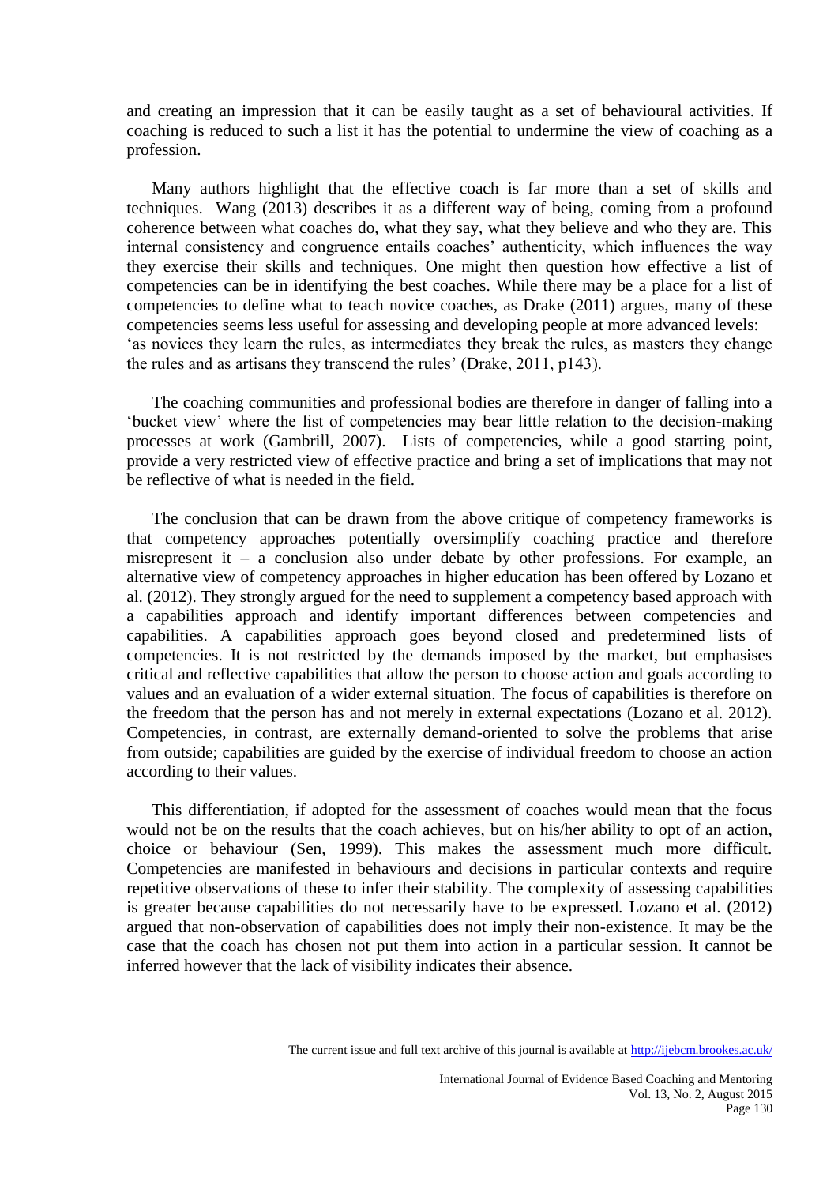and creating an impression that it can be easily taught as a set of behavioural activities. If coaching is reduced to such a list it has the potential to undermine the view of coaching as a profession.

Many authors highlight that the effective coach is far more than a set of skills and techniques. Wang (2013) describes it as a different way of being, coming from a profound coherence between what coaches do, what they say, what they believe and who they are. This internal consistency and congruence entails coaches' authenticity, which influences the way they exercise their skills and techniques. One might then question how effective a list of competencies can be in identifying the best coaches. While there may be a place for a list of competencies to define what to teach novice coaches, as Drake (2011) argues, many of these competencies seems less useful for assessing and developing people at more advanced levels: 'as novices they learn the rules, as intermediates they break the rules, as masters they change the rules and as artisans they transcend the rules' (Drake, 2011, p143).

The coaching communities and professional bodies are therefore in danger of falling into a 'bucket view' where the list of competencies may bear little relation to the decision-making processes at work (Gambrill, 2007). Lists of competencies, while a good starting point, provide a very restricted view of effective practice and bring a set of implications that may not be reflective of what is needed in the field.

The conclusion that can be drawn from the above critique of competency frameworks is that competency approaches potentially oversimplify coaching practice and therefore misrepresent it – a conclusion also under debate by other professions. For example, an alternative view of competency approaches in higher education has been offered by Lozano et al. (2012). They strongly argued for the need to supplement a competency based approach with a capabilities approach and identify important differences between competencies and capabilities. A capabilities approach goes beyond closed and predetermined lists of competencies. It is not restricted by the demands imposed by the market, but emphasises critical and reflective capabilities that allow the person to choose action and goals according to values and an evaluation of a wider external situation. The focus of capabilities is therefore on the freedom that the person has and not merely in external expectations (Lozano et al. 2012). Competencies, in contrast, are externally demand-oriented to solve the problems that arise from outside; capabilities are guided by the exercise of individual freedom to choose an action according to their values.

This differentiation, if adopted for the assessment of coaches would mean that the focus would not be on the results that the coach achieves, but on his/her ability to opt of an action, choice or behaviour (Sen, 1999). This makes the assessment much more difficult. Competencies are manifested in behaviours and decisions in particular contexts and require repetitive observations of these to infer their stability. The complexity of assessing capabilities is greater because capabilities do not necessarily have to be expressed. Lozano et al. (2012) argued that non-observation of capabilities does not imply their non-existence. It may be the case that the coach has chosen not put them into action in a particular session. It cannot be inferred however that the lack of visibility indicates their absence.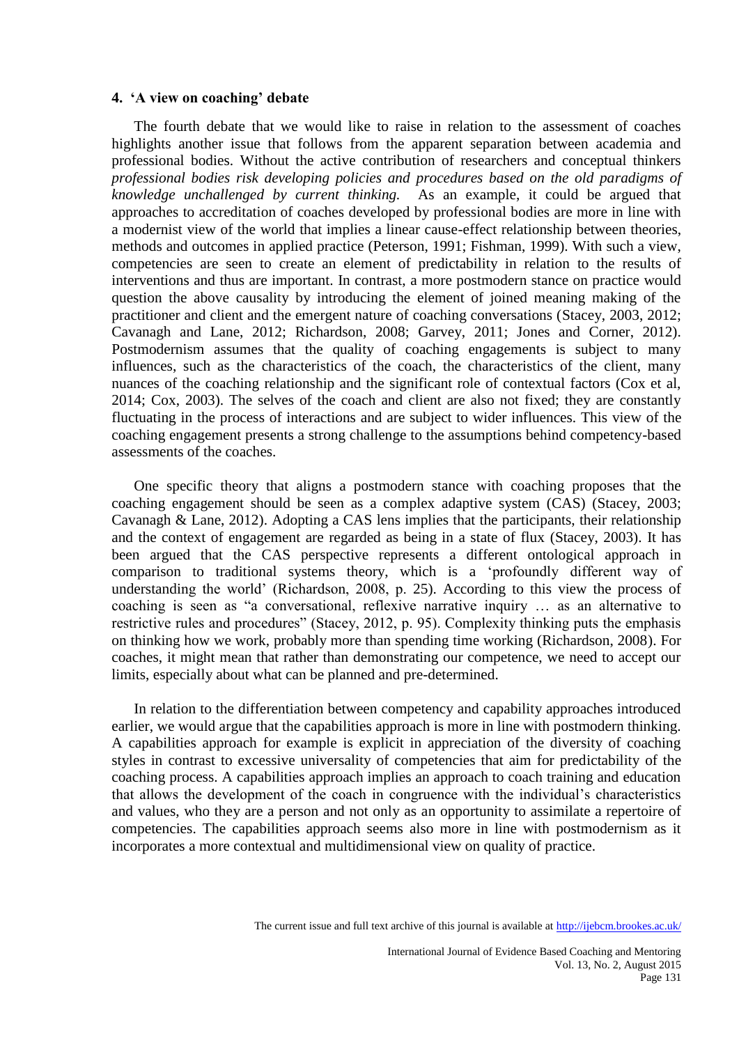#### 4. 'A view on coaching' debate

The fourth debate that we would like to raise in relation to the assessment of coaches highlights another issue that follows from the apparent separation between academia and professional bodies. Without the active contribution of researchers and conceptual thinkers *professional bodies risk developing policies and procedures based on the old paradigms of knowledge unchallenged by current thinking.* As an example, it could be argued that approaches to accreditation of coaches developed by professional bodies are more in line with a modernist view of the world that implies a linear cause-effect relationship between theories, methods and outcomes in applied practice (Peterson, 1991; Fishman, 1999). With such a view, competencies are seen to create an element of predictability in relation to the results of interventions and thus are important. In contrast, a more postmodern stance on practice would question the above causality by introducing the element of joined meaning making of the practitioner and client and the emergent nature of coaching conversations (Stacey, 2003, 2012; Cavanagh and Lane, 2012; Richardson, 2008; Garvey, 2011; Jones and Corner, 2012). Postmodernism assumes that the quality of coaching engagements is subject to many influences, such as the characteristics of the coach, the characteristics of the client, many nuances of the coaching relationship and the significant role of contextual factors (Cox et al, 2014; Cox, 2003). The selves of the coach and client are also not fixed; they are constantly fluctuating in the process of interactions and are subject to wider influences. This view of the coaching engagement presents a strong challenge to the assumptions behind competency-based assessments of the coaches.

One specific theory that aligns a postmodern stance with coaching proposes that the coaching engagement should be seen as a complex adaptive system (CAS) (Stacey, 2003; Cavanagh & Lane, 2012). Adopting a CAS lens implies that the participants, their relationship and the context of engagement are regarded as being in a state of flux (Stacey, 2003). It has been argued that the CAS perspective represents a different ontological approach in comparison to traditional systems theory, which is a 'profoundly different way of understanding the world' (Richardson, 2008, p. 25). According to this view the process of coaching is seen as "a conversational, reflexive narrative inquiry … as an alternative to restrictive rules and procedures" (Stacey, 2012, p. 95). Complexity thinking puts the emphasis on thinking how we work, probably more than spending time working (Richardson, 2008). For coaches, it might mean that rather than demonstrating our competence, we need to accept our limits, especially about what can be planned and pre-determined.

In relation to the differentiation between competency and capability approaches introduced earlier, we would argue that the capabilities approach is more in line with postmodern thinking. A capabilities approach for example is explicit in appreciation of the diversity of coaching styles in contrast to excessive universality of competencies that aim for predictability of the coaching process. A capabilities approach implies an approach to coach training and education that allows the development of the coach in congruence with the individual's characteristics and values, who they are a person and not only as an opportunity to assimilate a repertoire of competencies. The capabilities approach seems also more in line with postmodernism as it incorporates a more contextual and multidimensional view on quality of practice.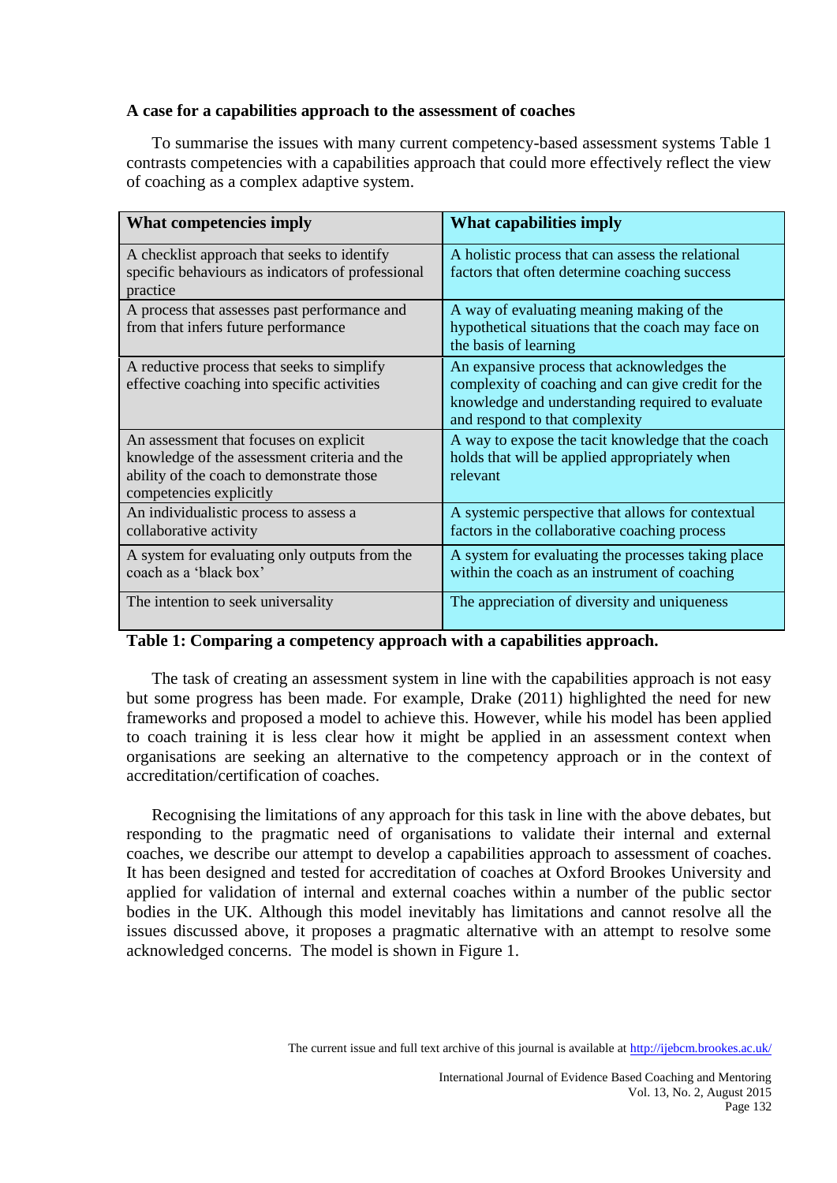### A case for a capabilities approach to the assessment of coaches

To summarise the issues with many current competency-based assessment systems Table 1 contrasts competencies with a capabilities approach that could more effectively reflect the view of coaching as a complex adaptive system.

| What competencies imply | What capabilities imply |
|---|---|
| A checklist approach that seeks to identify specific behaviours as indicators of professional practice | A holistic process that can assess the relational factors that often determine coaching success |
| A process that assesses past performance and from that infers future performance | A way of evaluating meaning making of the hypothetical situations that the coach may face on the basis of learning |
| A reductive process that seeks to simplify effective coaching into specific activities | An expansive process that acknowledges the complexity of coaching and can give credit for the knowledge and understanding required to evaluate and respond to that complexity |
| An assessment that focuses on explicit knowledge of the assessment criteria and the ability of the coach to demonstrate those competencies explicitly | A way to expose the tacit knowledge that the coach holds that will be applied appropriately when relevant |
| An individualistic process to assess a collaborative activity | A systemic perspective that allows for contextual factors in the collaborative coaching process |
| A system for evaluating only outputs from the coach as a 'black box' | A system for evaluating the processes taking place within the coach as an instrument of coaching |
| The intention to seek universality | The appreciation of diversity and uniqueness |

**Table 1: Comparing a competency approach with a capabilities approach.**

The task of creating an assessment system in line with the capabilities approach is not easy but some progress has been made. For example, Drake (2011) highlighted the need for new frameworks and proposed a model to achieve this. However, while his model has been applied to coach training it is less clear how it might be applied in an assessment context when organisations are seeking an alternative to the competency approach or in the context of accreditation/certification of coaches.

Recognising the limitations of any approach for this task in line with the above debates, but responding to the pragmatic need of organisations to validate their internal and external coaches, we describe our attempt to develop a capabilities approach to assessment of coaches. It has been designed and tested for accreditation of coaches at Oxford Brookes University and applied for validation of internal and external coaches within a number of the public sector bodies in the UK. Although this model inevitably has limitations and cannot resolve all the issues discussed above, it proposes a pragmatic alternative with an attempt to resolve some acknowledged concerns. The model is shown in Figure 1.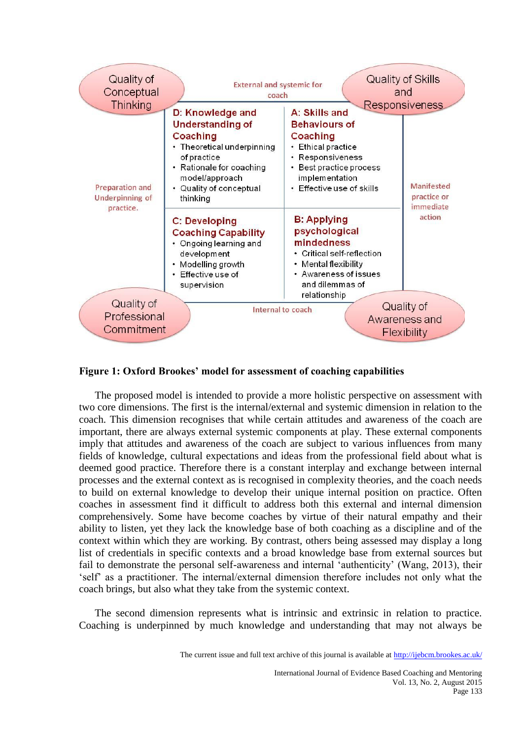| Quality of Conceptual Thinking | External and systemic for coach | | Quality of Skills and Responsiveness |
|---|---|---|---|
| Preparation and Underpinning of practice. | **D: Knowledge and Understanding of Coaching**<br>• Theoretical underpinning of practice<br>• Rationale for coaching model/approach<br>• Quality of conceptual thinking | **A: Skills and Behaviours of Coaching**<br>• Ethical practice<br>• Responsiveness<br>• Best practice process implementation<br>• Effective use of skills | Manifested practice or immediate action |
| | **C: Developing Coaching Capability**<br>• Ongoing learning and development<br>• Modelling growth<br>• Effective use of supervision | **B: Applying psychological mindedness**<br>• Critical self-reflection<br>• Mental flexibility<br>• Awareness of issues and dilemmas of relationship | |
| Quality of Professional Commitment | Internal to coach | | Quality of Awareness and Flexibility |

**Figure 1: Oxford Brookes' model for assessment of coaching capabilities**

The proposed model is intended to provide a more holistic perspective on assessment with two core dimensions. The first is the internal/external and systemic dimension in relation to the coach. This dimension recognises that while certain attitudes and awareness of the coach are important, there are always external systemic components at play. These external components imply that attitudes and awareness of the coach are subject to various influences from many fields of knowledge, cultural expectations and ideas from the professional field about what is deemed good practice. Therefore there is a constant interplay and exchange between internal processes and the external context as is recognised in complexity theories, and the coach needs to build on external knowledge to develop their unique internal position on practice. Often coaches in assessment find it difficult to address both this external and internal dimension comprehensively. Some have become coaches by virtue of their natural empathy and their ability to listen, yet they lack the knowledge base of both coaching as a discipline and of the context within which they are working. By contrast, others being assessed may display a long list of credentials in specific contexts and a broad knowledge base from external sources but fail to demonstrate the personal self-awareness and internal 'authenticity' (Wang, 2013), their 'self' as a practitioner. The internal/external dimension therefore includes not only what the coach brings, but also what they take from the systemic context.

The second dimension represents what is intrinsic and extrinsic in relation to practice. Coaching is underpinned by much knowledge and understanding that may not always be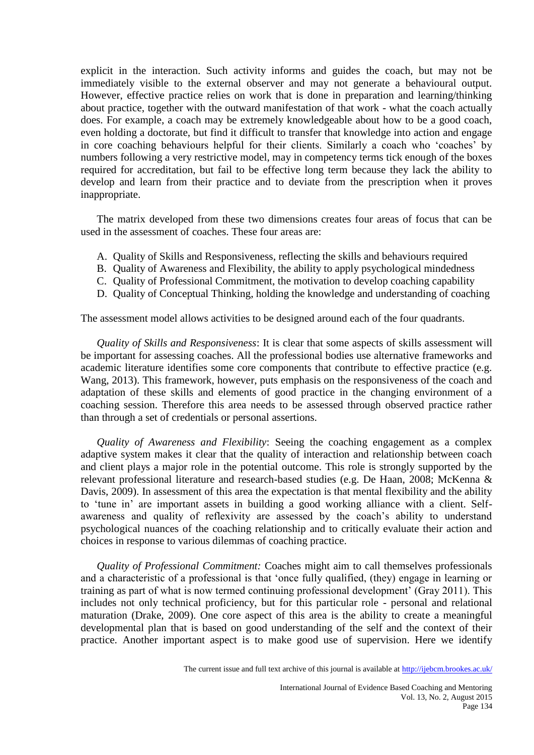explicit in the interaction. Such activity informs and guides the coach, but may not be immediately visible to the external observer and may not generate a behavioural output. However, effective practice relies on work that is done in preparation and learning/thinking about practice, together with the outward manifestation of that work - what the coach actually does. For example, a coach may be extremely knowledgeable about how to be a good coach, even holding a doctorate, but find it difficult to transfer that knowledge into action and engage in core coaching behaviours helpful for their clients. Similarly a coach who 'coaches' by numbers following a very restrictive model, may in competency terms tick enough of the boxes required for accreditation, but fail to be effective long term because they lack the ability to develop and learn from their practice and to deviate from the prescription when it proves inappropriate.

The matrix developed from these two dimensions creates four areas of focus that can be used in the assessment of coaches. These four areas are:

A. Quality of Skills and Responsiveness, reflecting the skills and behaviours required
B. Quality of Awareness and Flexibility, the ability to apply psychological mindedness
C. Quality of Professional Commitment, the motivation to develop coaching capability
D. Quality of Conceptual Thinking, holding the knowledge and understanding of coaching

The assessment model allows activities to be designed around each of the four quadrants.

*Quality of Skills and Responsiveness*: It is clear that some aspects of skills assessment will be important for assessing coaches. All the professional bodies use alternative frameworks and academic literature identifies some core components that contribute to effective practice (e.g. Wang, 2013). This framework, however, puts emphasis on the responsiveness of the coach and adaptation of these skills and elements of good practice in the changing environment of a coaching session. Therefore this area needs to be assessed through observed practice rather than through a set of credentials or personal assertions.

*Quality of Awareness and Flexibility*: Seeing the coaching engagement as a complex adaptive system makes it clear that the quality of interaction and relationship between coach and client plays a major role in the potential outcome. This role is strongly supported by the relevant professional literature and research-based studies (e.g. De Haan, 2008; McKenna & Davis, 2009). In assessment of this area the expectation is that mental flexibility and the ability to 'tune in' are important assets in building a good working alliance with a client. Self-awareness and quality of reflexivity are assessed by the coach's ability to understand psychological nuances of the coaching relationship and to critically evaluate their action and choices in response to various dilemmas of coaching practice.

*Quality of Professional Commitment:* Coaches might aim to call themselves professionals and a characteristic of a professional is that 'once fully qualified, (they) engage in learning or training as part of what is now termed continuing professional development' (Gray 2011). This includes not only technical proficiency, but for this particular role - personal and relational maturation (Drake, 2009). One core aspect of this area is the ability to create a meaningful developmental plan that is based on good understanding of the self and the context of their practice. Another important aspect is to make good use of supervision. Here we identify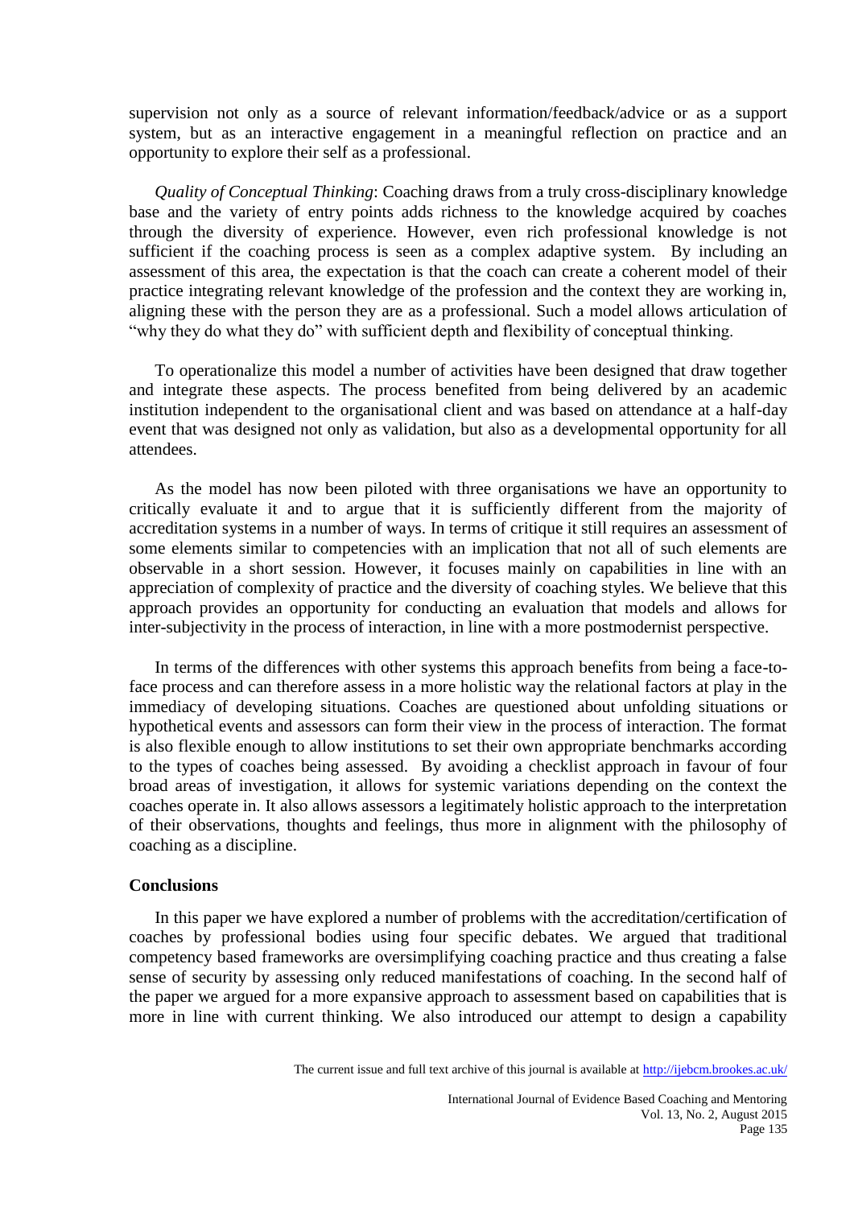supervision not only as a source of relevant information/feedback/advice or as a support system, but as an interactive engagement in a meaningful reflection on practice and an opportunity to explore their self as a professional.

*Quality of Conceptual Thinking*: Coaching draws from a truly cross-disciplinary knowledge base and the variety of entry points adds richness to the knowledge acquired by coaches through the diversity of experience. However, even rich professional knowledge is not sufficient if the coaching process is seen as a complex adaptive system. By including an assessment of this area, the expectation is that the coach can create a coherent model of their practice integrating relevant knowledge of the profession and the context they are working in, aligning these with the person they are as a professional. Such a model allows articulation of "why they do what they do" with sufficient depth and flexibility of conceptual thinking.

To operationalize this model a number of activities have been designed that draw together and integrate these aspects. The process benefited from being delivered by an academic institution independent to the organisational client and was based on attendance at a half-day event that was designed not only as validation, but also as a developmental opportunity for all attendees.

As the model has now been piloted with three organisations we have an opportunity to critically evaluate it and to argue that it is sufficiently different from the majority of accreditation systems in a number of ways. In terms of critique it still requires an assessment of some elements similar to competencies with an implication that not all of such elements are observable in a short session. However, it focuses mainly on capabilities in line with an appreciation of complexity of practice and the diversity of coaching styles. We believe that this approach provides an opportunity for conducting an evaluation that models and allows for inter-subjectivity in the process of interaction, in line with a more postmodernist perspective.

In terms of the differences with other systems this approach benefits from being a face-to-face process and can therefore assess in a more holistic way the relational factors at play in the immediacy of developing situations. Coaches are questioned about unfolding situations or hypothetical events and assessors can form their view in the process of interaction. The format is also flexible enough to allow institutions to set their own appropriate benchmarks according to the types of coaches being assessed. By avoiding a checklist approach in favour of four broad areas of investigation, it allows for systemic variations depending on the context the coaches operate in. It also allows assessors a legitimately holistic approach to the interpretation of their observations, thoughts and feelings, thus more in alignment with the philosophy of coaching as a discipline.

## Conclusions

In this paper we have explored a number of problems with the accreditation/certification of coaches by professional bodies using four specific debates. We argued that traditional competency based frameworks are oversimplifying coaching practice and thus creating a false sense of security by assessing only reduced manifestations of coaching. In the second half of the paper we argued for a more expansive approach to assessment based on capabilities that is more in line with current thinking. We also introduced our attempt to design a capability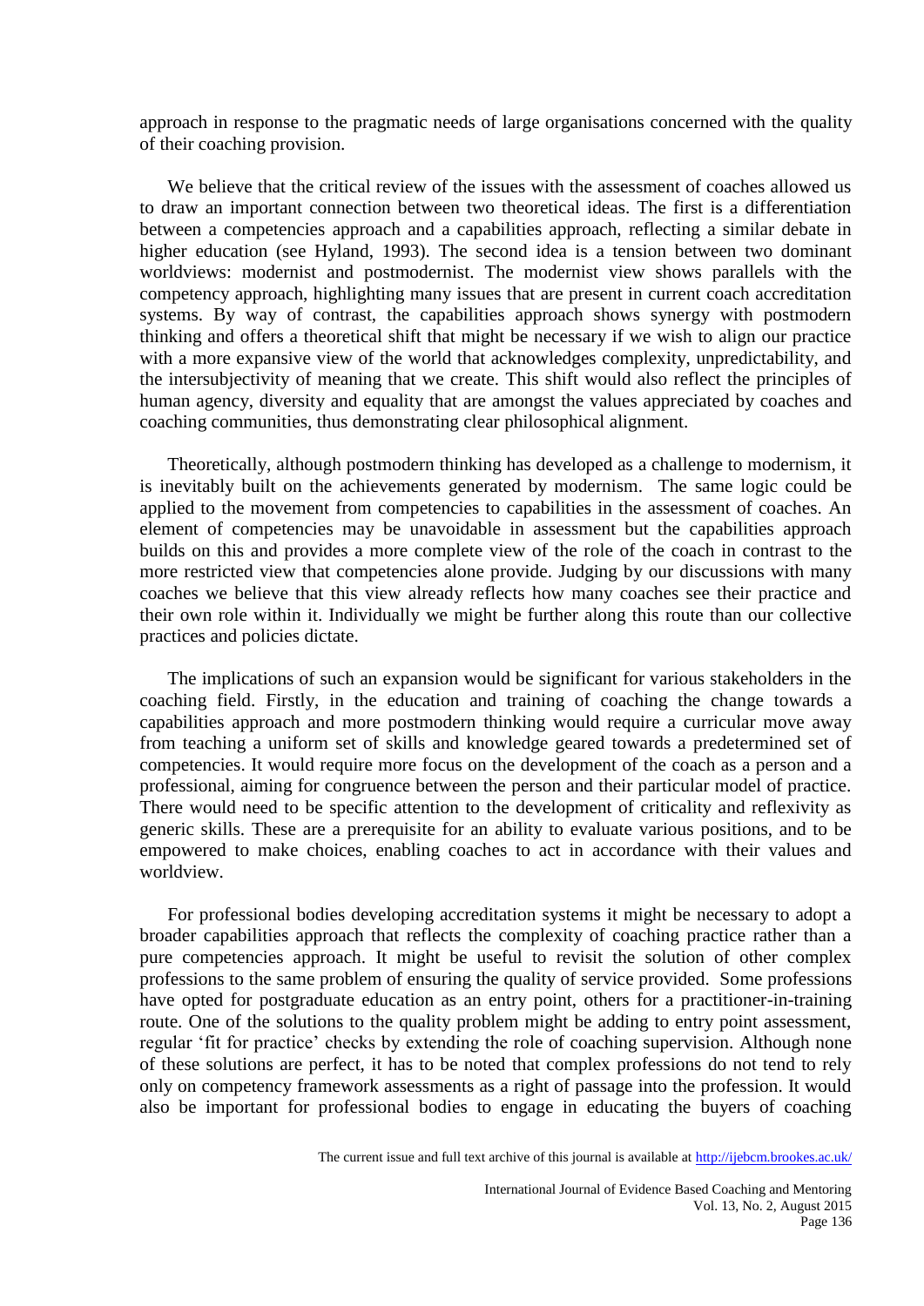approach in response to the pragmatic needs of large organisations concerned with the quality of their coaching provision.

We believe that the critical review of the issues with the assessment of coaches allowed us to draw an important connection between two theoretical ideas. The first is a differentiation between a competencies approach and a capabilities approach, reflecting a similar debate in higher education (see Hyland, 1993). The second idea is a tension between two dominant worldviews: modernist and postmodernist. The modernist view shows parallels with the competency approach, highlighting many issues that are present in current coach accreditation systems. By way of contrast, the capabilities approach shows synergy with postmodern thinking and offers a theoretical shift that might be necessary if we wish to align our practice with a more expansive view of the world that acknowledges complexity, unpredictability, and the intersubjectivity of meaning that we create. This shift would also reflect the principles of human agency, diversity and equality that are amongst the values appreciated by coaches and coaching communities, thus demonstrating clear philosophical alignment.

Theoretically, although postmodern thinking has developed as a challenge to modernism, it is inevitably built on the achievements generated by modernism. The same logic could be applied to the movement from competencies to capabilities in the assessment of coaches. An element of competencies may be unavoidable in assessment but the capabilities approach builds on this and provides a more complete view of the role of the coach in contrast to the more restricted view that competencies alone provide. Judging by our discussions with many coaches we believe that this view already reflects how many coaches see their practice and their own role within it. Individually we might be further along this route than our collective practices and policies dictate.

The implications of such an expansion would be significant for various stakeholders in the coaching field. Firstly, in the education and training of coaching the change towards a capabilities approach and more postmodern thinking would require a curricular move away from teaching a uniform set of skills and knowledge geared towards a predetermined set of competencies. It would require more focus on the development of the coach as a person and a professional, aiming for congruence between the person and their particular model of practice. There would need to be specific attention to the development of criticality and reflexivity as generic skills. These are a prerequisite for an ability to evaluate various positions, and to be empowered to make choices, enabling coaches to act in accordance with their values and worldview.

For professional bodies developing accreditation systems it might be necessary to adopt a broader capabilities approach that reflects the complexity of coaching practice rather than a pure competencies approach. It might be useful to revisit the solution of other complex professions to the same problem of ensuring the quality of service provided. Some professions have opted for postgraduate education as an entry point, others for a practitioner-in-training route. One of the solutions to the quality problem might be adding to entry point assessment, regular 'fit for practice' checks by extending the role of coaching supervision. Although none of these solutions are perfect, it has to be noted that complex professions do not tend to rely only on competency framework assessments as a right of passage into the profession. It would also be important for professional bodies to engage in educating the buyers of coaching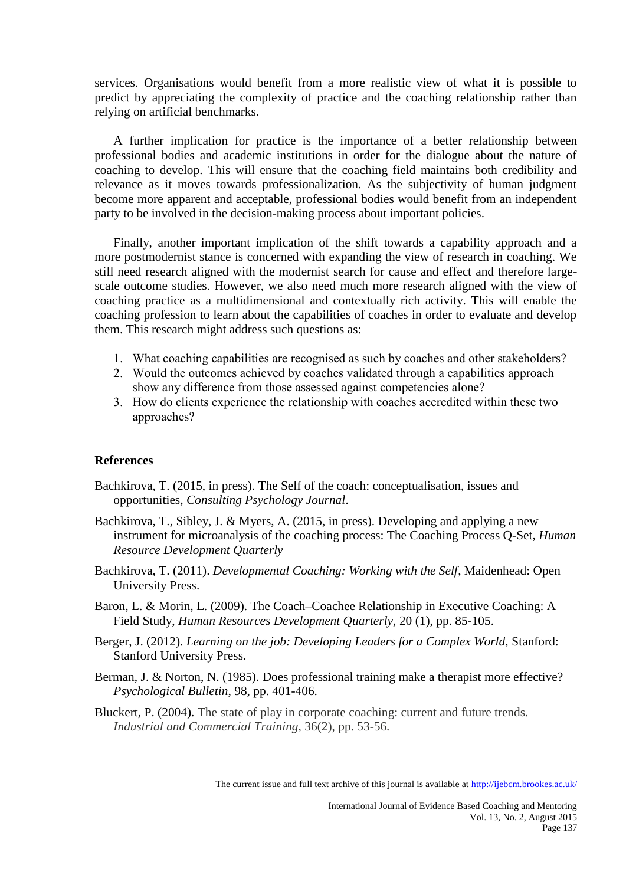services. Organisations would benefit from a more realistic view of what it is possible to predict by appreciating the complexity of practice and the coaching relationship rather than relying on artificial benchmarks.

A further implication for practice is the importance of a better relationship between professional bodies and academic institutions in order for the dialogue about the nature of coaching to develop. This will ensure that the coaching field maintains both credibility and relevance as it moves towards professionalization. As the subjectivity of human judgment become more apparent and acceptable, professional bodies would benefit from an independent party to be involved in the decision-making process about important policies.

Finally, another important implication of the shift towards a capability approach and a more postmodernist stance is concerned with expanding the view of research in coaching. We still need research aligned with the modernist search for cause and effect and therefore large-scale outcome studies. However, we also need much more research aligned with the view of coaching practice as a multidimensional and contextually rich activity. This will enable the coaching profession to learn about the capabilities of coaches in order to evaluate and develop them. This research might address such questions as:

1. What coaching capabilities are recognised as such by coaches and other stakeholders?
2. Would the outcomes achieved by coaches validated through a capabilities approach show any difference from those assessed against competencies alone?
3. How do clients experience the relationship with coaches accredited within these two approaches?

## References

Bachkirova, T. (2015, in press). The Self of the coach: conceptualisation, issues and opportunities, *Consulting Psychology Journal*.

Bachkirova, T., Sibley, J. & Myers, A. (2015, in press). Developing and applying a new instrument for microanalysis of the coaching process: The Coaching Process Q-Set, *Human Resource Development Quarterly*

Bachkirova, T. (2011). *Developmental Coaching: Working with the Self*, Maidenhead: Open University Press.

Baron, L. & Morin, L. (2009). The Coach–Coachee Relationship in Executive Coaching: A Field Study, *Human Resources Development Quarterly*, 20 (1), pp. 85-105.

Berger, J. (2012). *Learning on the job: Developing Leaders for a Complex World*, Stanford: Stanford University Press.

Berman, J. & Norton, N. (1985). Does professional training make a therapist more effective? *Psychological Bulletin*, 98, pp. 401-406.

Bluckert, P. (2004). The state of play in corporate coaching: current and future trends. *Industrial and Commercial Training*, 36(2), pp. 53-56.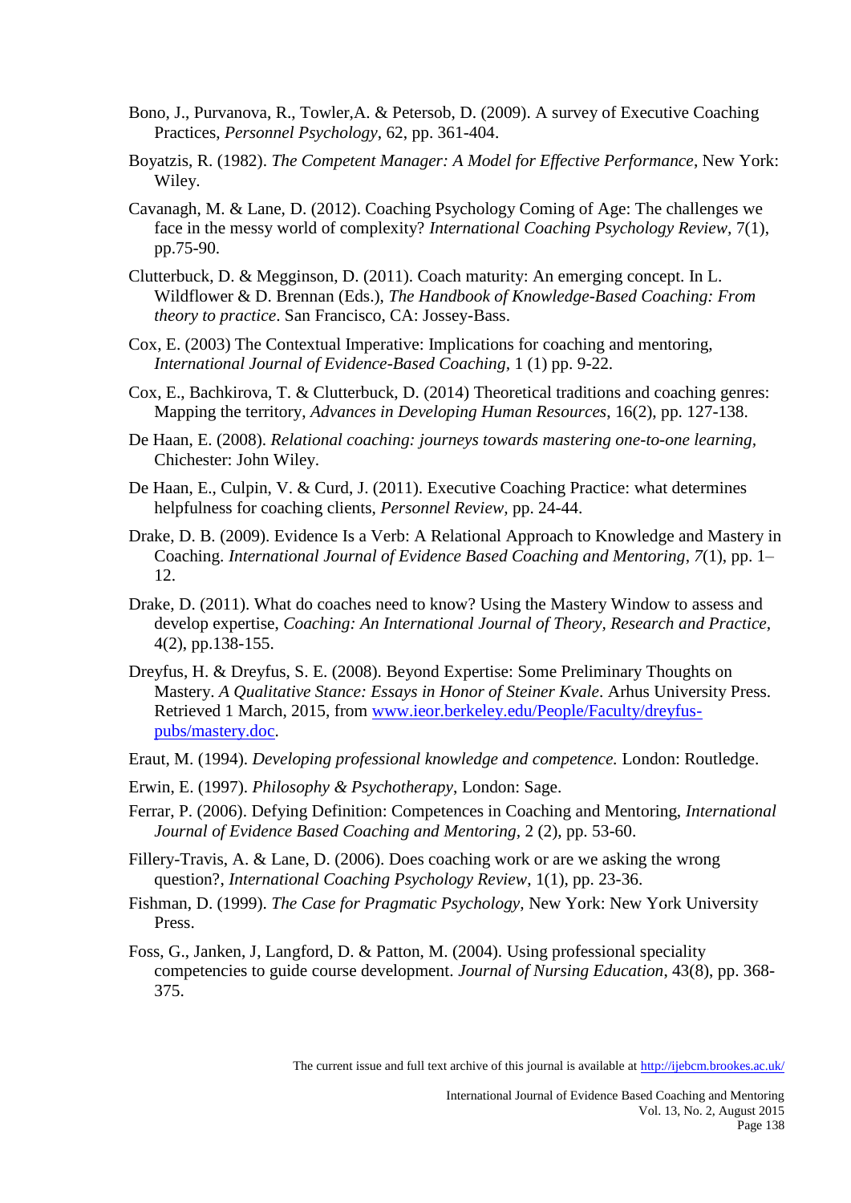Bono, J., Purvanova, R., Towler,A. & Petersob, D. (2009). A survey of Executive Coaching Practices, *Personnel Psychology*, 62, pp. 361-404.

Boyatzis, R. (1982). *The Competent Manager: A Model for Effective Performance*, New York: Wiley.

Cavanagh, M. & Lane, D. (2012). Coaching Psychology Coming of Age: The challenges we face in the messy world of complexity? *International Coaching Psychology Review*, 7(1), pp.75-90.

Clutterbuck, D. & Megginson, D. (2011). Coach maturity: An emerging concept. In L. Wildflower & D. Brennan (Eds.), *The Handbook of Knowledge-Based Coaching: From theory to practice*. San Francisco, CA: Jossey-Bass.

Cox, E. (2003) The Contextual Imperative: Implications for coaching and mentoring, *International Journal of Evidence-Based Coaching*, 1 (1) pp. 9-22.

Cox, E., Bachkirova, T. & Clutterbuck, D. (2014) Theoretical traditions and coaching genres: Mapping the territory, *Advances in Developing Human Resources*, 16(2), pp. 127-138.

De Haan, E. (2008). *Relational coaching: journeys towards mastering one-to-one learning*, Chichester: John Wiley.

De Haan, E., Culpin, V. & Curd, J. (2011). Executive Coaching Practice: what determines helpfulness for coaching clients, *Personnel Review*, pp. 24-44.

Drake, D. B. (2009). Evidence Is a Verb: A Relational Approach to Knowledge and Mastery in Coaching. *International Journal of Evidence Based Coaching and Mentoring*, *7*(1), pp. 1–12.

Drake, D. (2011). What do coaches need to know? Using the Mastery Window to assess and develop expertise, *Coaching: An International Journal of Theory, Research and Practice*, 4(2), pp.138-155.

Dreyfus, H. & Dreyfus, S. E. (2008). Beyond Expertise: Some Preliminary Thoughts on Mastery. *A Qualitative Stance: Essays in Honor of Steiner Kvale*. Arhus University Press. Retrieved 1 March, 2015, from [www.ieor.berkeley.edu/People/Faculty/dreyfus-pubs/mastery.doc](www.ieor.berkeley.edu/People/Faculty/dreyfus-pubs/mastery.doc).

Eraut, M. (1994). *Developing professional knowledge and competence.* London: Routledge.

Erwin, E. (1997). *Philosophy & Psychotherapy*, London: Sage.

Ferrar, P. (2006). Defying Definition: Competences in Coaching and Mentoring, *International Journal of Evidence Based Coaching and Mentoring*, 2 (2), pp. 53-60.

Fillery-Travis, A. & Lane, D. (2006). Does coaching work or are we asking the wrong question?, *International Coaching Psychology Review*, 1(1), pp. 23-36.

Fishman, D. (1999). *The Case for Pragmatic Psychology*, New York: New York University Press.

Foss, G., Janken, J, Langford, D. & Patton, M. (2004). Using professional speciality competencies to guide course development. *Journal of Nursing Education*, 43(8), pp. 368-375.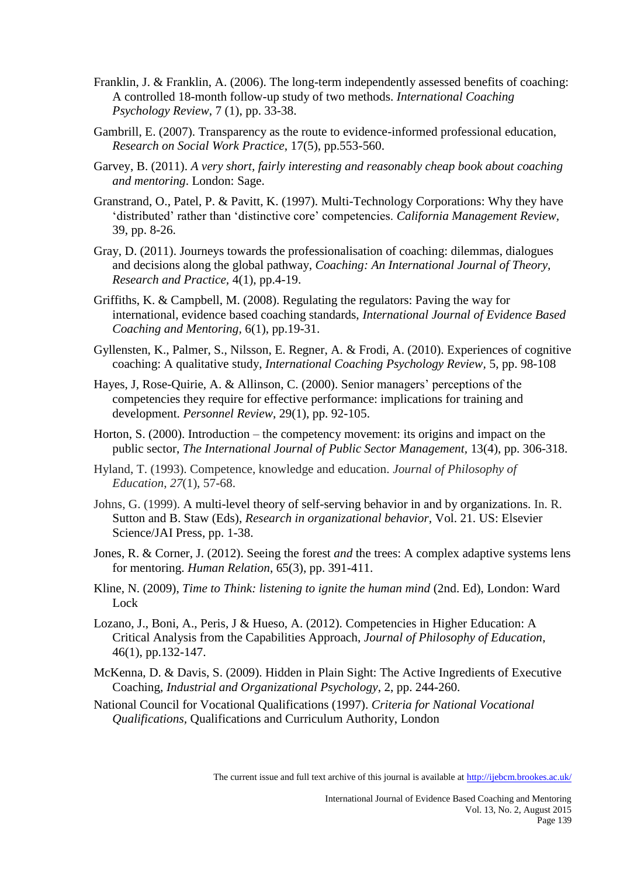Franklin, J. & Franklin, A. (2006). The long-term independently assessed benefits of coaching: A controlled 18-month follow-up study of two methods. *International Coaching Psychology Review*, 7 (1), pp. 33-38.

Gambrill, E. (2007). Transparency as the route to evidence-informed professional education, *Research on Social Work Practice*, 17(5), pp.553-560.

Garvey, B. (2011). *A very short, fairly interesting and reasonably cheap book about coaching and mentoring*. London: Sage.

Granstrand, O., Patel, P. & Pavitt, K. (1997). Multi-Technology Corporations: Why they have 'distributed' rather than 'distinctive core' competencies. *California Management Review*, 39, pp. 8-26.

Gray, D. (2011). Journeys towards the professionalisation of coaching: dilemmas, dialogues and decisions along the global pathway, *Coaching: An International Journal of Theory, Research and Practice*, 4(1), pp.4-19.

Griffiths, K. & Campbell, M. (2008). Regulating the regulators: Paving the way for international, evidence based coaching standards, *International Journal of Evidence Based Coaching and Mentoring*, 6(1), pp.19-31.

Gyllensten, K., Palmer, S., Nilsson, E. Regner, A. & Frodi, A. (2010). Experiences of cognitive coaching: A qualitative study, *International Coaching Psychology Review*, 5, pp. 98-108

Hayes, J, Rose-Quirie, A. & Allinson, C. (2000). Senior managers' perceptions of the competencies they require for effective performance: implications for training and development. *Personnel Review*, 29(1), pp. 92-105.

Horton, S. (2000). Introduction – the competency movement: its origins and impact on the public sector, *The International Journal of Public Sector Management*, 13(4), pp. 306-318.

Hyland, T. (1993). Competence, knowledge and education. *Journal of Philosophy of Education*, *27*(1), 57-68.

Johns, G. (1999). A multi-level theory of self-serving behavior in and by organizations. In. R. Sutton and B. Staw (Eds), *Research in organizational behavior*, Vol. 21. US: Elsevier Science/JAI Press, pp. 1-38.

Jones, R. & Corner, J. (2012). Seeing the forest *and* the trees: A complex adaptive systems lens for mentoring. *Human Relation*, 65(3), pp. 391-411.

Kline, N. (2009), *Time to Think: listening to ignite the human mind* (2nd. Ed), London: Ward Lock

Lozano, J., Boni, A., Peris, J & Hueso, A. (2012). Competencies in Higher Education: A Critical Analysis from the Capabilities Approach, *Journal of Philosophy of Education*, 46(1), pp.132-147.

McKenna, D. & Davis, S. (2009). Hidden in Plain Sight: The Active Ingredients of Executive Coaching, *Industrial and Organizational Psychology*, 2, pp. 244-260.

National Council for Vocational Qualifications (1997). *Criteria for National Vocational Qualifications*, Qualifications and Curriculum Authority, London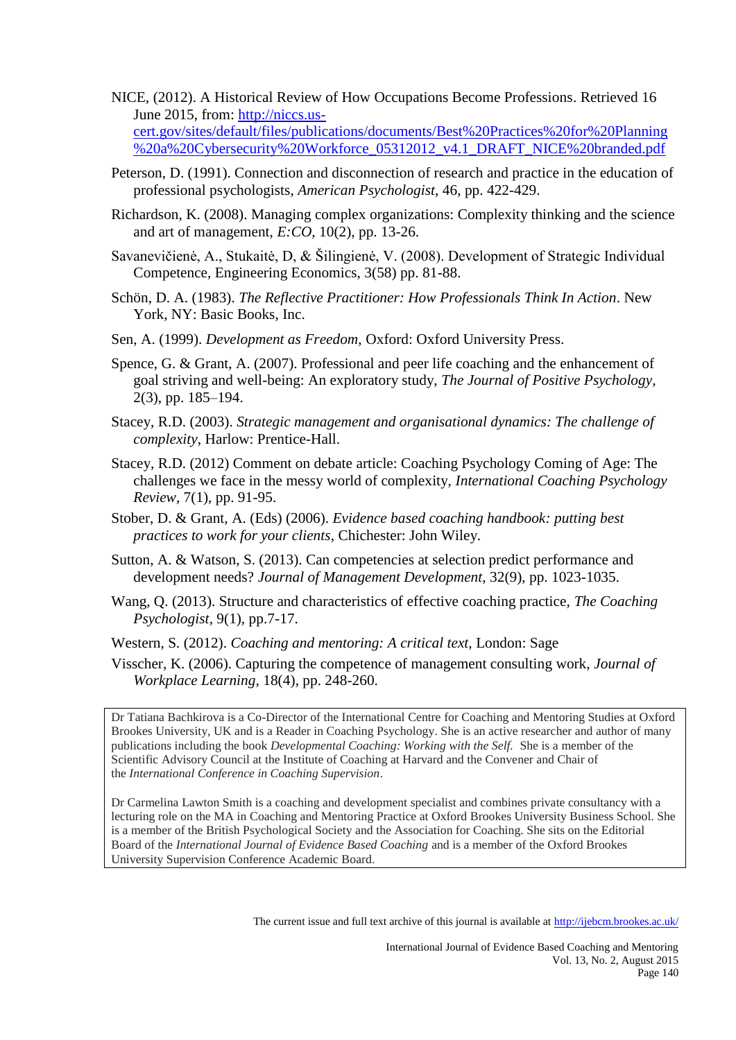NICE, (2012). A Historical Review of How Occupations Become Professions. Retrieved 16 June 2015, from: http://niccs.us-cert.gov/sites/default/files/publications/documents/Best%20Practices%20for%20Planning%20a%20Cybersecurity%20Workforce_05312012_v4.1_DRAFT_NICE%20branded.pdf

Peterson, D. (1991). Connection and disconnection of research and practice in the education of professional psychologists, *American Psychologist*, 46, pp. 422-429.

Richardson, K. (2008). Managing complex organizations: Complexity thinking and the science and art of management, *E:CO*, 10(2), pp. 13-26.

Savanevičienė, A., Stukaitė, D, & Šilingienė, V. (2008). Development of Strategic Individual Competence, Engineering Economics, 3(58) pp. 81-88.

Schön, D. A. (1983). *The Reflective Practitioner: How Professionals Think In Action*. New York, NY: Basic Books, Inc.

Sen, A. (1999). *Development as Freedom*, Oxford: Oxford University Press.

Spence, G. & Grant, A. (2007). Professional and peer life coaching and the enhancement of goal striving and well-being: An exploratory study, *The Journal of Positive Psychology*, 2(3), pp. 185–194.

Stacey, R.D. (2003). *Strategic management and organisational dynamics: The challenge of complexity*, Harlow: Prentice-Hall.

Stacey, R.D. (2012) Comment on debate article: Coaching Psychology Coming of Age: The challenges we face in the messy world of complexity, *International Coaching Psychology Review*, 7(1), pp. 91-95.

Stober, D. & Grant, A. (Eds) (2006). *Evidence based coaching handbook: putting best practices to work for your clients*, Chichester: John Wiley.

Sutton, A. & Watson, S. (2013). Can competencies at selection predict performance and development needs? *Journal of Management Development*, 32(9), pp. 1023-1035.

Wang, Q. (2013). Structure and characteristics of effective coaching practice, *The Coaching Psychologist*, 9(1), pp.7-17.

Western, S. (2012). *Coaching and mentoring: A critical text*, London: Sage

Visscher, K. (2006). Capturing the competence of management consulting work, *Journal of Workplace Learning*, 18(4), pp. 248-260.

Dr Tatiana Bachkirova is a Co-Director of the International Centre for Coaching and Mentoring Studies at Oxford Brookes University, UK and is a Reader in Coaching Psychology. She is an active researcher and author of many publications including the book *Developmental Coaching: Working with the Self.* She is a member of the Scientific Advisory Council at the Institute of Coaching at Harvard and the Convener and Chair of the *International Conference in Coaching Supervision*.

Dr Carmelina Lawton Smith is a coaching and development specialist and combines private consultancy with a lecturing role on the MA in Coaching and Mentoring Practice at Oxford Brookes University Business School. She is a member of the British Psychological Society and the Association for Coaching. She sits on the Editorial Board of the *International Journal of Evidence Based Coaching* and is a member of the Oxford Brookes University Supervision Conference Academic Board.

The current issue and full text archive of this journal is available at http://ijebcm.brookes.ac.uk/